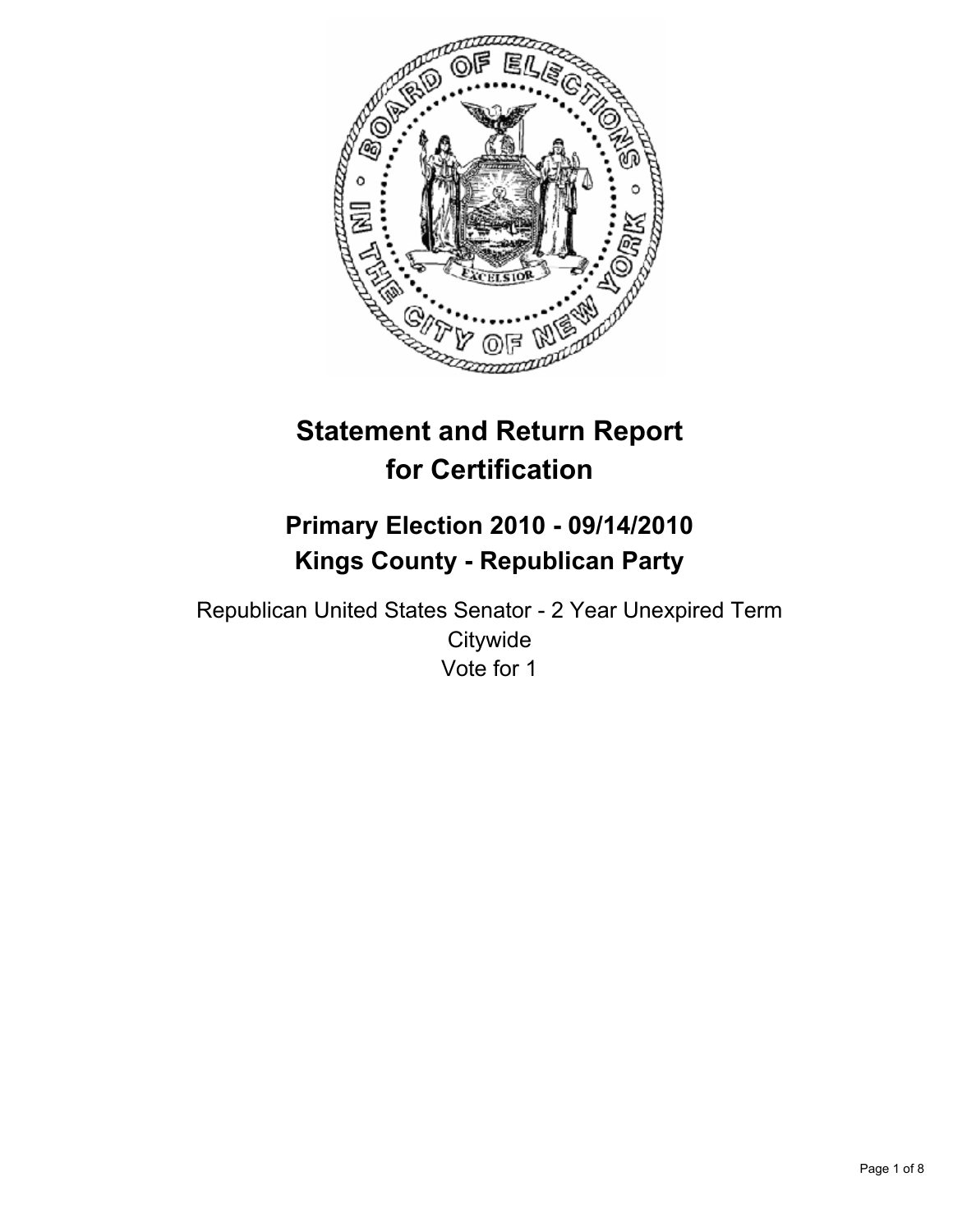# Statement and Return Report for Certification

## Primary Election 2010 - 09/14/2010
## Kings County - Republican Party

Republican United States Senator - 2 Year Unexpired Term
Citywide
Vote for 1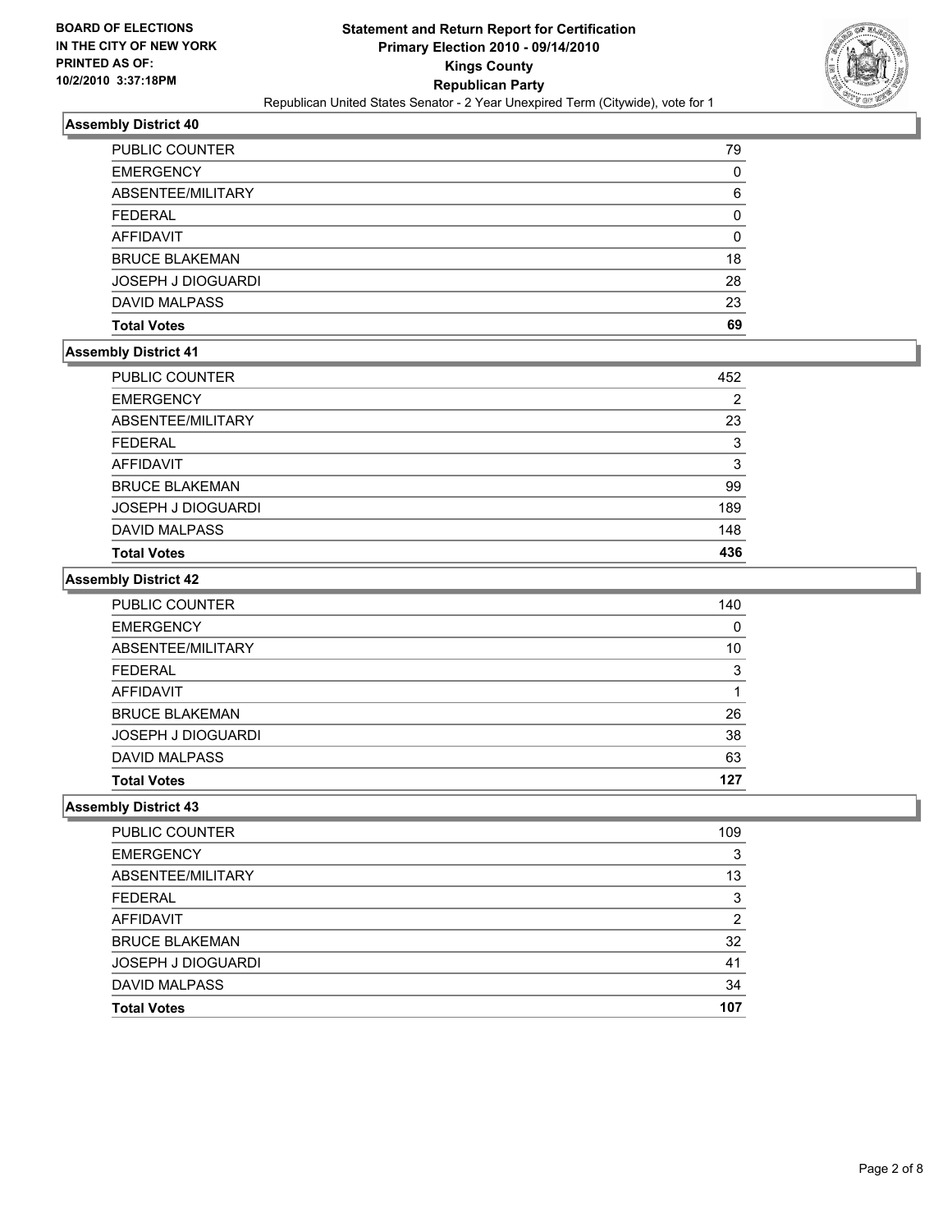**Statement and Return Report for Certification**
**Primary Election 2010 - 09/14/2010**
**Kings County**
**Republican Party**
Republican United States Senator - 2 Year Unexpired Term (Citywide), vote for 1

BOARD OF ELECTIONS IN THE CITY OF NEW YORK
PRINTED AS OF: 10/2/2010 3:37:18PM

### Assembly District 40

| | |
|---|---|
| PUBLIC COUNTER | 79 |
| EMERGENCY | 0 |
| ABSENTEE/MILITARY | 6 |
| FEDERAL | 0 |
| AFFIDAVIT | 0 |
| BRUCE BLAKEMAN | 18 |
| JOSEPH J DIOGUARDI | 28 |
| DAVID MALPASS | 23 |
| **Total Votes** | **69** |

### Assembly District 41

| | |
|---|---|
| PUBLIC COUNTER | 452 |
| EMERGENCY | 2 |
| ABSENTEE/MILITARY | 23 |
| FEDERAL | 3 |
| AFFIDAVIT | 3 |
| BRUCE BLAKEMAN | 99 |
| JOSEPH J DIOGUARDI | 189 |
| DAVID MALPASS | 148 |
| **Total Votes** | **436** |

### Assembly District 42

| | |
|---|---|
| PUBLIC COUNTER | 140 |
| EMERGENCY | 0 |
| ABSENTEE/MILITARY | 10 |
| FEDERAL | 3 |
| AFFIDAVIT | 1 |
| BRUCE BLAKEMAN | 26 |
| JOSEPH J DIOGUARDI | 38 |
| DAVID MALPASS | 63 |
| **Total Votes** | **127** |

### Assembly District 43

| | |
|---|---|
| PUBLIC COUNTER | 109 |
| EMERGENCY | 3 |
| ABSENTEE/MILITARY | 13 |
| FEDERAL | 3 |
| AFFIDAVIT | 2 |
| BRUCE BLAKEMAN | 32 |
| JOSEPH J DIOGUARDI | 41 |
| DAVID MALPASS | 34 |
| **Total Votes** | **107** |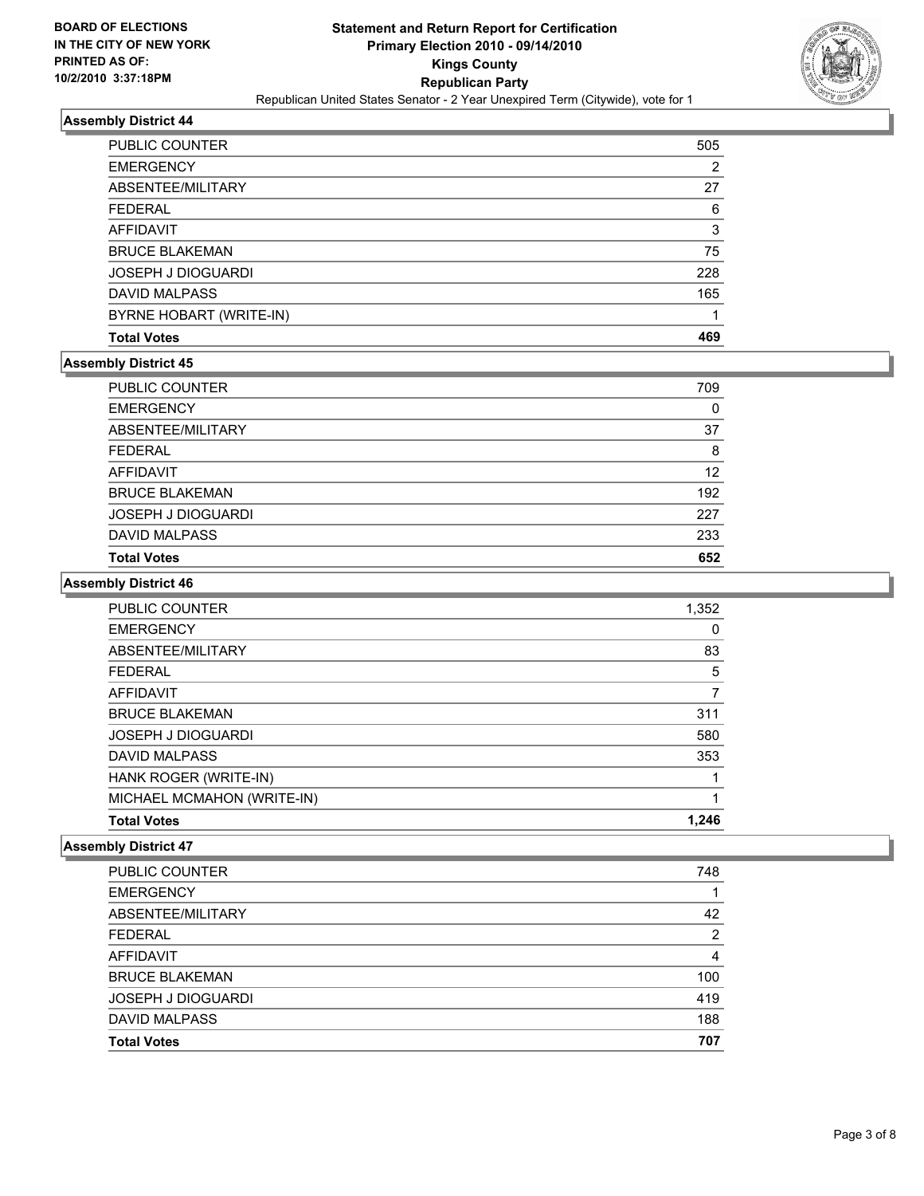**BOARD OF ELECTIONS IN THE CITY OF NEW YORK PRINTED AS OF: 10/2/2010 3:37:18PM**

# Statement and Return Report for Certification
## Primary Election 2010 - 09/14/2010
## Kings County
## Republican Party
### Republican United States Senator - 2 Year Unexpired Term (Citywide), vote for 1

### Assembly District 44

| | |
|---|---|
| PUBLIC COUNTER | 505 |
| EMERGENCY | 2 |
| ABSENTEE/MILITARY | 27 |
| FEDERAL | 6 |
| AFFIDAVIT | 3 |
| BRUCE BLAKEMAN | 75 |
| JOSEPH J DIOGUARDI | 228 |
| DAVID MALPASS | 165 |
| BYRNE HOBART (WRITE-IN) | 1 |
| **Total Votes** | **469** |

### Assembly District 45

| | |
|---|---|
| PUBLIC COUNTER | 709 |
| EMERGENCY | 0 |
| ABSENTEE/MILITARY | 37 |
| FEDERAL | 8 |
| AFFIDAVIT | 12 |
| BRUCE BLAKEMAN | 192 |
| JOSEPH J DIOGUARDI | 227 |
| DAVID MALPASS | 233 |
| **Total Votes** | **652** |

### Assembly District 46

| | |
|---|---|
| PUBLIC COUNTER | 1,352 |
| EMERGENCY | 0 |
| ABSENTEE/MILITARY | 83 |
| FEDERAL | 5 |
| AFFIDAVIT | 7 |
| BRUCE BLAKEMAN | 311 |
| JOSEPH J DIOGUARDI | 580 |
| DAVID MALPASS | 353 |
| HANK ROGER (WRITE-IN) | 1 |
| MICHAEL MCMAHON (WRITE-IN) | 1 |
| **Total Votes** | **1,246** |

### Assembly District 47

| | |
|---|---|
| PUBLIC COUNTER | 748 |
| EMERGENCY | 1 |
| ABSENTEE/MILITARY | 42 |
| FEDERAL | 2 |
| AFFIDAVIT | 4 |
| BRUCE BLAKEMAN | 100 |
| JOSEPH J DIOGUARDI | 419 |
| DAVID MALPASS | 188 |
| **Total Votes** | **707** |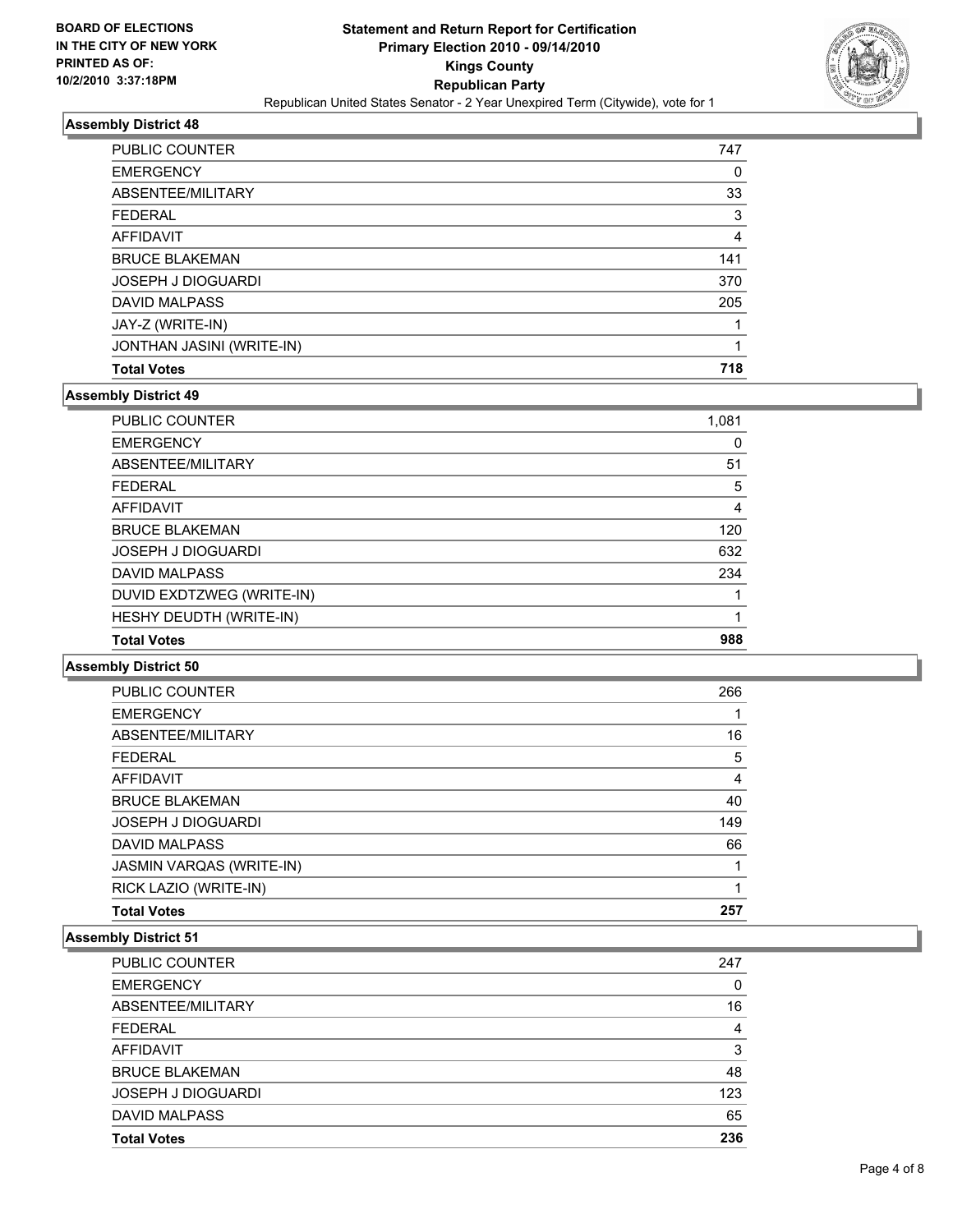**BOARD OF ELECTIONS IN THE CITY OF NEW YORK PRINTED AS OF: 10/2/2010 3:37:18PM**

# Statement and Return Report for Certification
## Primary Election 2010 - 09/14/2010
## Kings County
## Republican Party
### Republican United States Senator - 2 Year Unexpired Term (Citywide), vote for 1

### Assembly District 48

| | |
|---|---|
| PUBLIC COUNTER | 747 |
| EMERGENCY | 0 |
| ABSENTEE/MILITARY | 33 |
| FEDERAL | 3 |
| AFFIDAVIT | 4 |
| BRUCE BLAKEMAN | 141 |
| JOSEPH J DIOGUARDI | 370 |
| DAVID MALPASS | 205 |
| JAY-Z (WRITE-IN) | 1 |
| JONTHAN JASINI (WRITE-IN) | 1 |
| **Total Votes** | **718** |

### Assembly District 49

| | |
|---|---|
| PUBLIC COUNTER | 1,081 |
| EMERGENCY | 0 |
| ABSENTEE/MILITARY | 51 |
| FEDERAL | 5 |
| AFFIDAVIT | 4 |
| BRUCE BLAKEMAN | 120 |
| JOSEPH J DIOGUARDI | 632 |
| DAVID MALPASS | 234 |
| DUVID EXDTZWEG (WRITE-IN) | 1 |
| HESHY DEUDTH (WRITE-IN) | 1 |
| **Total Votes** | **988** |

### Assembly District 50

| | |
|---|---|
| PUBLIC COUNTER | 266 |
| EMERGENCY | 1 |
| ABSENTEE/MILITARY | 16 |
| FEDERAL | 5 |
| AFFIDAVIT | 4 |
| BRUCE BLAKEMAN | 40 |
| JOSEPH J DIOGUARDI | 149 |
| DAVID MALPASS | 66 |
| JASMIN VARQAS (WRITE-IN) | 1 |
| RICK LAZIO (WRITE-IN) | 1 |
| **Total Votes** | **257** |

### Assembly District 51

| | |
|---|---|
| PUBLIC COUNTER | 247 |
| EMERGENCY | 0 |
| ABSENTEE/MILITARY | 16 |
| FEDERAL | 4 |
| AFFIDAVIT | 3 |
| BRUCE BLAKEMAN | 48 |
| JOSEPH J DIOGUARDI | 123 |
| DAVID MALPASS | 65 |
| **Total Votes** | **236** |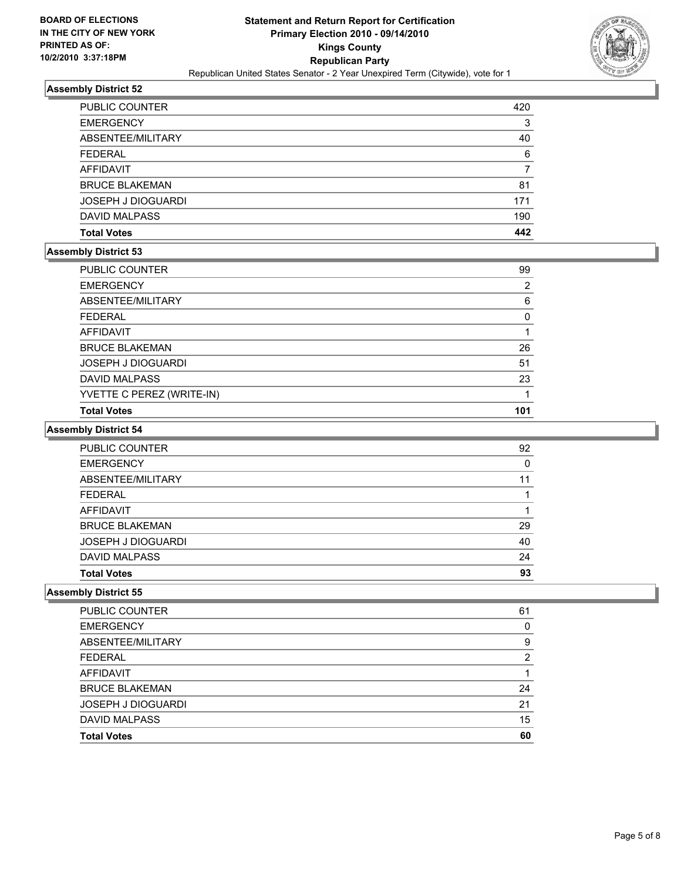**BOARD OF ELECTIONS IN THE CITY OF NEW YORK PRINTED AS OF: 10/2/2010 3:37:18PM**

# Statement and Return Report for Certification
## Primary Election 2010 - 09/14/2010
## Kings County
## Republican Party
Republican United States Senator - 2 Year Unexpired Term (Citywide), vote for 1

### Assembly District 52

| | |
|---|---|
| PUBLIC COUNTER | 420 |
| EMERGENCY | 3 |
| ABSENTEE/MILITARY | 40 |
| FEDERAL | 6 |
| AFFIDAVIT | 7 |
| BRUCE BLAKEMAN | 81 |
| JOSEPH J DIOGUARDI | 171 |
| DAVID MALPASS | 190 |
| **Total Votes** | **442** |

### Assembly District 53

| | |
|---|---|
| PUBLIC COUNTER | 99 |
| EMERGENCY | 2 |
| ABSENTEE/MILITARY | 6 |
| FEDERAL | 0 |
| AFFIDAVIT | 1 |
| BRUCE BLAKEMAN | 26 |
| JOSEPH J DIOGUARDI | 51 |
| DAVID MALPASS | 23 |
| YVETTE C PEREZ (WRITE-IN) | 1 |
| **Total Votes** | **101** |

### Assembly District 54

| | |
|---|---|
| PUBLIC COUNTER | 92 |
| EMERGENCY | 0 |
| ABSENTEE/MILITARY | 11 |
| FEDERAL | 1 |
| AFFIDAVIT | 1 |
| BRUCE BLAKEMAN | 29 |
| JOSEPH J DIOGUARDI | 40 |
| DAVID MALPASS | 24 |
| **Total Votes** | **93** |

### Assembly District 55

| | |
|---|---|
| PUBLIC COUNTER | 61 |
| EMERGENCY | 0 |
| ABSENTEE/MILITARY | 9 |
| FEDERAL | 2 |
| AFFIDAVIT | 1 |
| BRUCE BLAKEMAN | 24 |
| JOSEPH J DIOGUARDI | 21 |
| DAVID MALPASS | 15 |
| **Total Votes** | **60** |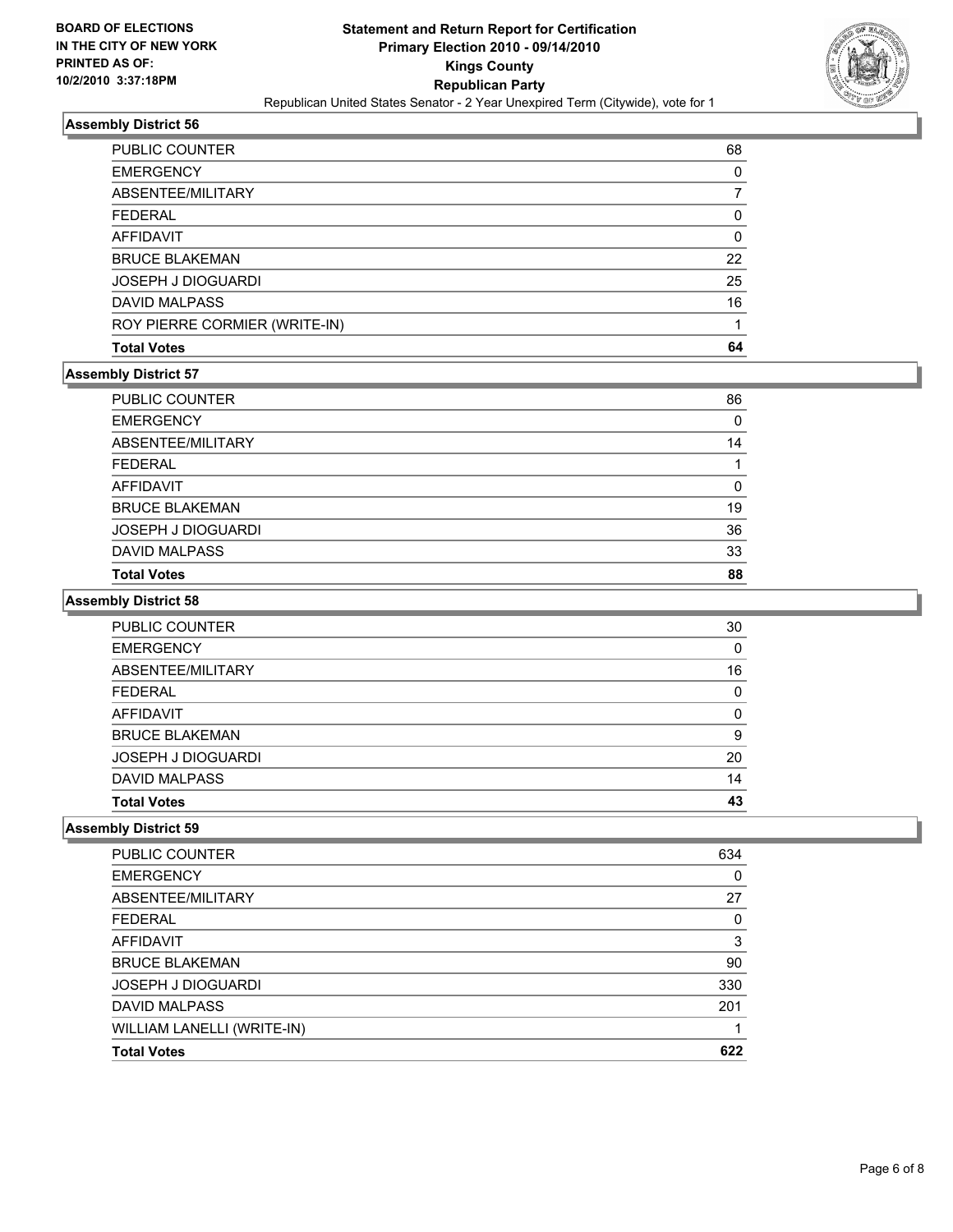BOARD OF ELECTIONS
IN THE CITY OF NEW YORK
PRINTED AS OF:
10/2/2010 3:37:18PM

# Statement and Return Report for Certification
## Primary Election 2010 - 09/14/2010
## Kings County
## Republican Party
Republican United States Senator - 2 Year Unexpired Term (Citywide), vote for 1

### Assembly District 56

| | |
|---|---|
| PUBLIC COUNTER | 68 |
| EMERGENCY | 0 |
| ABSENTEE/MILITARY | 7 |
| FEDERAL | 0 |
| AFFIDAVIT | 0 |
| BRUCE BLAKEMAN | 22 |
| JOSEPH J DIOGUARDI | 25 |
| DAVID MALPASS | 16 |
| ROY PIERRE CORMIER (WRITE-IN) | 1 |
| **Total Votes** | **64** |

### Assembly District 57

| | |
|---|---|
| PUBLIC COUNTER | 86 |
| EMERGENCY | 0 |
| ABSENTEE/MILITARY | 14 |
| FEDERAL | 1 |
| AFFIDAVIT | 0 |
| BRUCE BLAKEMAN | 19 |
| JOSEPH J DIOGUARDI | 36 |
| DAVID MALPASS | 33 |
| **Total Votes** | **88** |

### Assembly District 58

| | |
|---|---|
| PUBLIC COUNTER | 30 |
| EMERGENCY | 0 |
| ABSENTEE/MILITARY | 16 |
| FEDERAL | 0 |
| AFFIDAVIT | 0 |
| BRUCE BLAKEMAN | 9 |
| JOSEPH J DIOGUARDI | 20 |
| DAVID MALPASS | 14 |
| **Total Votes** | **43** |

### Assembly District 59

| | |
|---|---|
| PUBLIC COUNTER | 634 |
| EMERGENCY | 0 |
| ABSENTEE/MILITARY | 27 |
| FEDERAL | 0 |
| AFFIDAVIT | 3 |
| BRUCE BLAKEMAN | 90 |
| JOSEPH J DIOGUARDI | 330 |
| DAVID MALPASS | 201 |
| WILLIAM LANELLI (WRITE-IN) | 1 |
| **Total Votes** | **622** |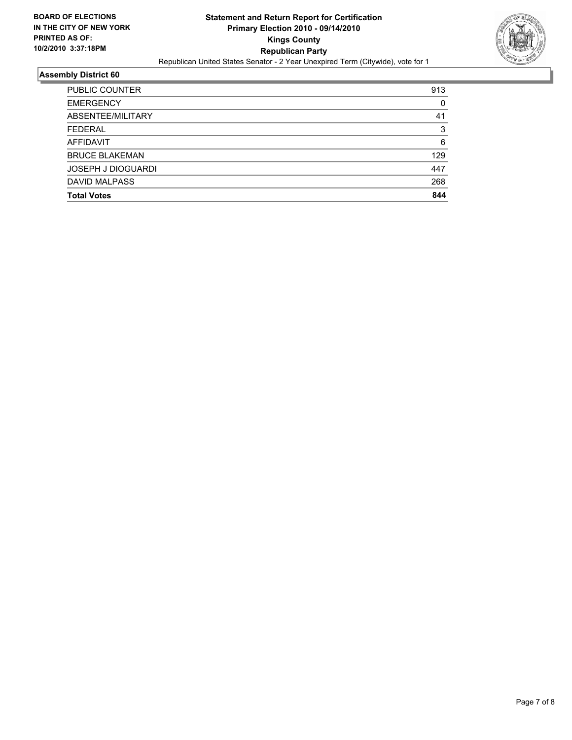**BOARD OF ELECTIONS IN THE CITY OF NEW YORK PRINTED AS OF: 10/2/2010 3:37:18PM**

# Statement and Return Report for Certification
## Primary Election 2010 - 09/14/2010
## Kings County
## Republican Party

Republican United States Senator - 2 Year Unexpired Term (Citywide), vote for 1

### Assembly District 60

| | |
|---|---|
| PUBLIC COUNTER | 913 |
| EMERGENCY | 0 |
| ABSENTEE/MILITARY | 41 |
| FEDERAL | 3 |
| AFFIDAVIT | 6 |
| BRUCE BLAKEMAN | 129 |
| JOSEPH J DIOGUARDI | 447 |
| DAVID MALPASS | 268 |
| **Total Votes** | **844** |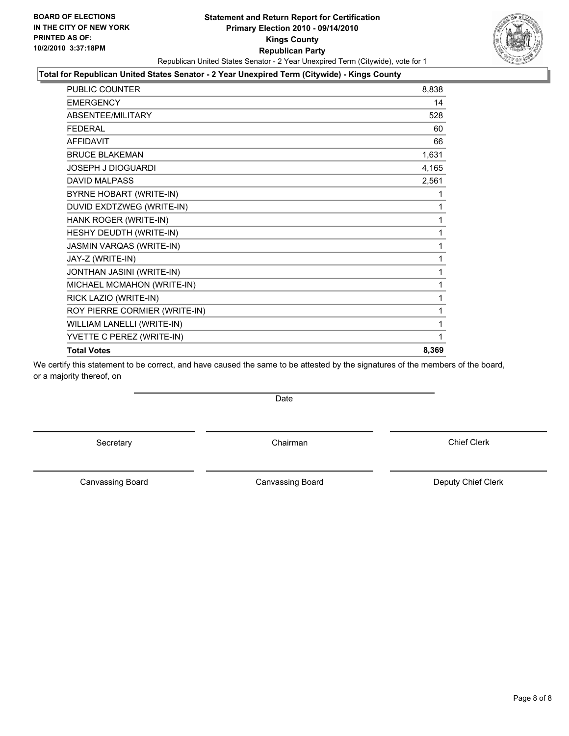**BOARD OF ELECTIONS IN THE CITY OF NEW YORK PRINTED AS OF: 10/2/2010 3:37:18PM**

# Statement and Return Report for Certification
## Primary Election 2010 - 09/14/2010
## Kings County
## Republican Party

Republican United States Senator - 2 Year Unexpired Term (Citywide), vote for 1

**Total for Republican United States Senator - 2 Year Unexpired Term (Citywide) - Kings County**

| | |
|---|---|
| PUBLIC COUNTER | 8,838 |
| EMERGENCY | 14 |
| ABSENTEE/MILITARY | 528 |
| FEDERAL | 60 |
| AFFIDAVIT | 66 |
| BRUCE BLAKEMAN | 1,631 |
| JOSEPH J DIOGUARDI | 4,165 |
| DAVID MALPASS | 2,561 |
| BYRNE HOBART (WRITE-IN) | 1 |
| DUVID EXDTZWEG (WRITE-IN) | 1 |
| HANK ROGER (WRITE-IN) | 1 |
| HESHY DEUDTH (WRITE-IN) | 1 |
| JASMIN VARQAS (WRITE-IN) | 1 |
| JAY-Z (WRITE-IN) | 1 |
| JONTHAN JASINI (WRITE-IN) | 1 |
| MICHAEL MCMAHON (WRITE-IN) | 1 |
| RICK LAZIO (WRITE-IN) | 1 |
| ROY PIERRE CORMIER (WRITE-IN) | 1 |
| WILLIAM LANELLI (WRITE-IN) | 1 |
| YVETTE C PEREZ (WRITE-IN) | 1 |
| **Total Votes** | **8,369** |

We certify this statement to be correct, and have caused the same to be attested by the signatures of the members of the board, or a majority thereof, on

Date

Secretary | Chairman | Chief Clerk

Canvassing Board | Canvassing Board | Deputy Chief Clerk